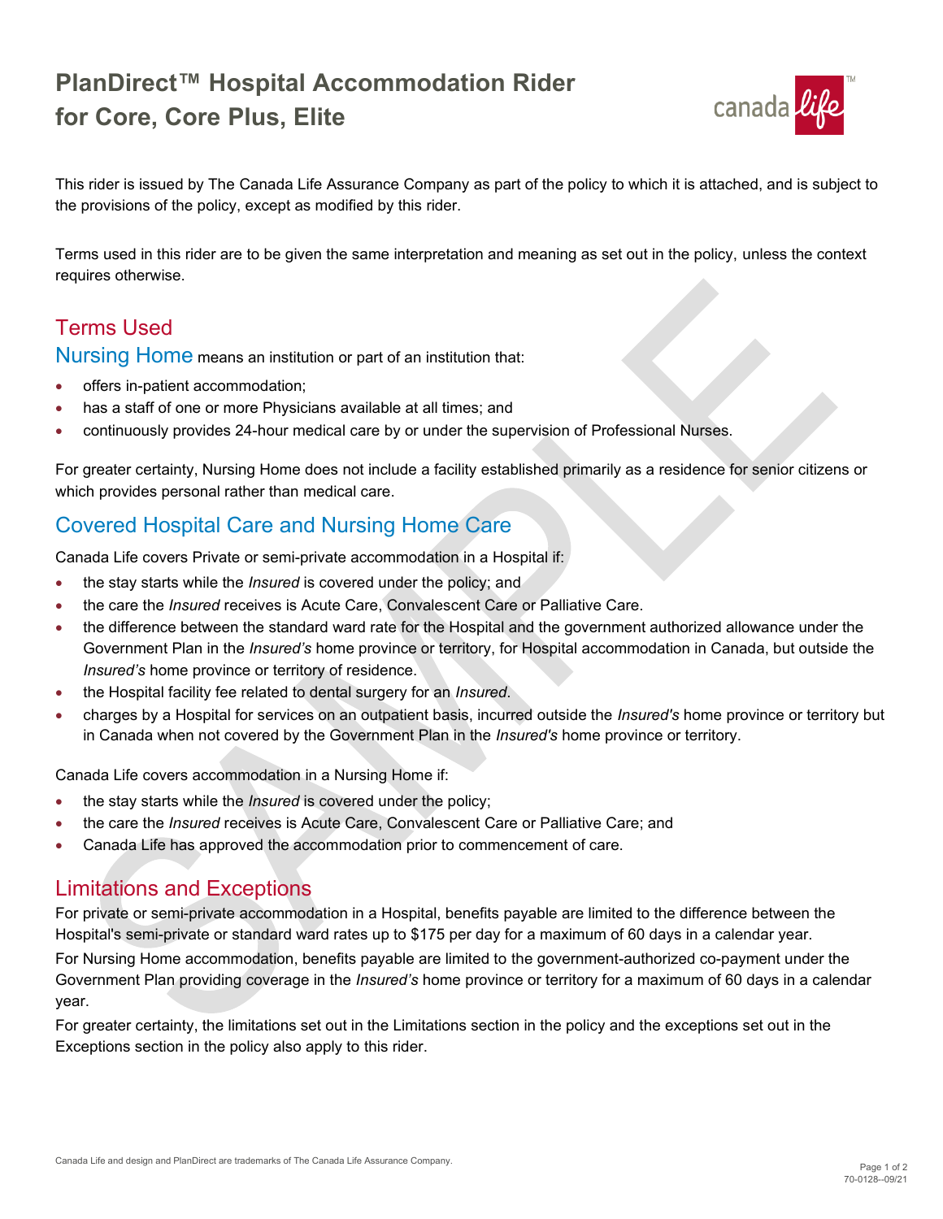# PlanDirect™ Hospital Accommodation Rider for Core, Core Plus, Elite

This rider is issued by The Canada Life Assurance Company as part of the policy to which it is attached, and is subject to the provisions of the policy, except as modified by this rider.

Terms used in this rider are to be given the same interpretation and meaning as set out in the policy, unless the context requires otherwise.

## Terms Used

### Nursing Home means an institution or part of an institution that:

- offers in-patient accommodation;
- has a staff of one or more Physicians available at all times; and
- continuously provides 24-hour medical care by or under the supervision of Professional Nurses.

For greater certainty, Nursing Home does not include a facility established primarily as a residence for senior citizens or which provides personal rather than medical care.

## Covered Hospital Care and Nursing Home Care

Canada Life covers Private or semi-private accommodation in a Hospital if:

- the stay starts while the *Insured* is covered under the policy; and
- the care the *Insured* receives is Acute Care, Convalescent Care or Palliative Care.
- the difference between the standard ward rate for the Hospital and the government authorized allowance under the Government Plan in the *Insured's* home province or territory, for Hospital accommodation in Canada, but outside the *Insured's* home province or territory of residence.
- the Hospital facility fee related to dental surgery for an *Insured*.
- charges by a Hospital for services on an outpatient basis, incurred outside the *Insured's* home province or territory but in Canada when not covered by the Government Plan in the *Insured's* home province or territory.

Canada Life covers accommodation in a Nursing Home if:

- the stay starts while the *Insured* is covered under the policy;
- the care the *Insured* receives is Acute Care, Convalescent Care or Palliative Care; and
- Canada Life has approved the accommodation prior to commencement of care.

## Limitations and Exceptions

For private or semi-private accommodation in a Hospital, benefits payable are limited to the difference between the Hospital's semi-private or standard ward rates up to $175 per day for a maximum of 60 days in a calendar year.

For Nursing Home accommodation, benefits payable are limited to the government-authorized co-payment under the Government Plan providing coverage in the *Insured's* home province or territory for a maximum of 60 days in a calendar year.

For greater certainty, the limitations set out in the Limitations section in the policy and the exceptions set out in the Exceptions section in the policy also apply to this rider.

Canada Life and design and PlanDirect are trademarks of The Canada Life Assurance Company.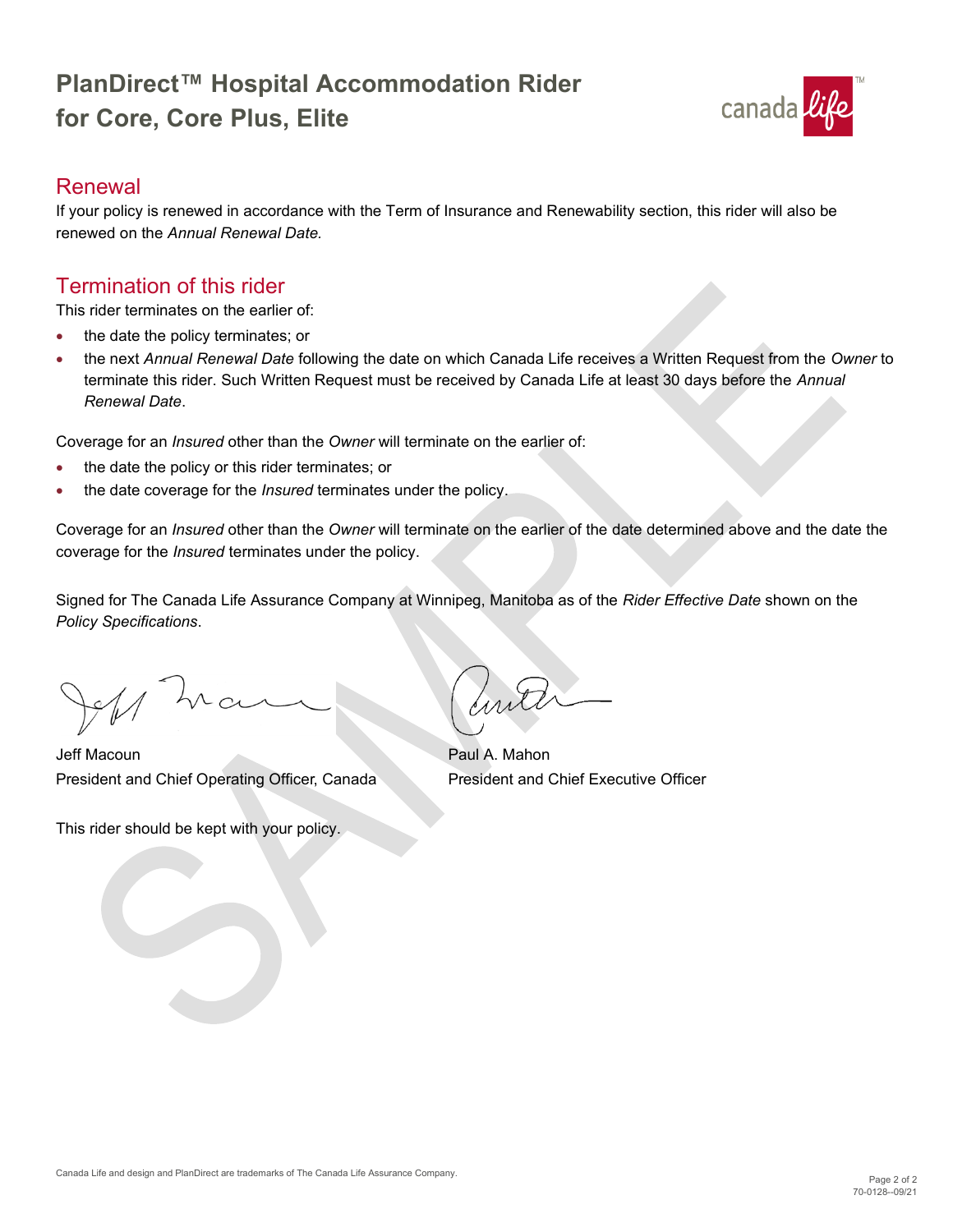# PlanDirect™ Hospital Accommodation Rider for Core, Core Plus, Elite

## Renewal

If your policy is renewed in accordance with the Term of Insurance and Renewability section, this rider will also be renewed on the *Annual Renewal Date.*

## Termination of this rider

This rider terminates on the earlier of:

- the date the policy terminates; or
- the next *Annual Renewal Date* following the date on which Canada Life receives a Written Request from the *Owner* to terminate this rider. Such Written Request must be received by Canada Life at least 30 days before the *Annual Renewal Date*.

Coverage for an *Insured* other than the *Owner* will terminate on the earlier of:

- the date the policy or this rider terminates; or
- the date coverage for the *Insured* terminates under the policy.

Coverage for an *Insured* other than the *Owner* will terminate on the earlier of the date determined above and the date the coverage for the *Insured* terminates under the policy.

Signed for The Canada Life Assurance Company at Winnipeg, Manitoba as of the *Rider Effective Date* shown on the *Policy Specifications*.

Jeff Macoun
President and Chief Operating Officer, Canada

Paul A. Mahon
President and Chief Executive Officer

This rider should be kept with your policy.

Canada Life and design and PlanDirect are trademarks of The Canada Life Assurance Company.

70-0128--09/21